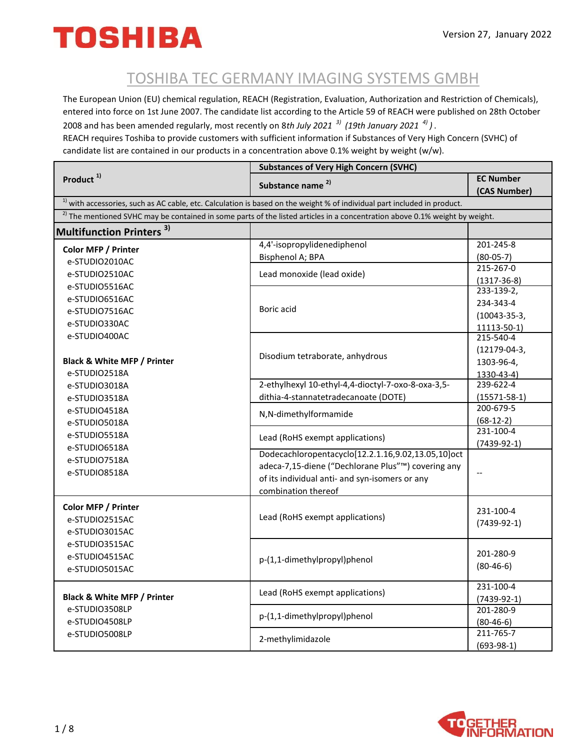TOSHIBA

Version 27, January 2022

# TOSHIBA TEC GERMANY IMAGING SYSTEMS GMBH

The European Union (EU) chemical regulation, REACH (Registration, Evaluation, Authorization and Restriction of Chemicals), entered into force on 1st June 2007. The candidate list according to the Article 59 of REACH were published on 28th October 2008 and has been amended regularly, most recently on 8*th July 2021* [3] *(19th January 2021* [4] *)*.
REACH requires Toshiba to provide customers with sufficient information if Substances of Very High Concern (SVHC) of candidate list are contained in our products in a concentration above 0.1% weight by weight (w/w).

| Product [1] | Substances of Very High Concern (SVHC) | |
|---|---|---|
| | Substance name [2] | EC Number (CAS Number) |
| [1] with accessories, such as AC cable, etc. Calculation is based on the weight % of individual part included in product. | | |
| [2] The mentioned SVHC may be contained in some parts of the listed articles in a concentration above 0.1% weight by weight. | | |
| **Multifunction Printers** [3] | | |
| **Color MFP / Printer**<br>e-STUDIO2010AC<br>e-STUDIO2510AC<br>e-STUDIO5516AC<br>e-STUDIO6516AC<br>e-STUDIO7516AC<br>e-STUDIO330AC<br>e-STUDIO400AC<br><br>**Black & White MFP / Printer**<br>e-STUDIO2518A<br>e-STUDIO3018A<br>e-STUDIO3518A<br>e-STUDIO4518A<br>e-STUDIO5018A<br>e-STUDIO5518A<br>e-STUDIO6518A<br>e-STUDIO7518A<br>e-STUDIO8518A | 4,4'-isopropylidenediphenol Bisphenol A; BPA | 201-245-8 (80-05-7) |
| | Lead monoxide (lead oxide) | 215-267-0 (1317-36-8) |
| | Boric acid | 233-139-2, 234-343-4 (10043-35-3, 11113-50-1) |
| | Disodium tetraborate, anhydrous | 215-540-4 (12179-04-3, 1303-96-4, 1330-43-4) |
| | 2-ethylhexyl 10-ethyl-4,4-dioctyl-7-oxo-8-oxa-3,5-dithia-4-stannatetradecanoate (DOTE) | 239-622-4 (15571-58-1) |
| | N,N-dimethylformamide | 200-679-5 (68-12-2) |
| | Lead (RoHS exempt applications) | 231-100-4 (7439-92-1) |
| | Dodecachloropentacyclo[12.2.1.16,9.02,13.05,10]octadeca-7,15-diene ("Dechlorane Plus"™) covering any of its individual anti- and syn-isomers or any combination thereof | -- |
| **Color MFP / Printer**<br>e-STUDIO2515AC<br>e-STUDIO3015AC<br>e-STUDIO3515AC<br>e-STUDIO4515AC<br>e-STUDIO5015AC | Lead (RoHS exempt applications) | 231-100-4 (7439-92-1) |
| | p-(1,1-dimethylpropyl)phenol | 201-280-9 (80-46-6) |
| **Black & White MFP / Printer**<br>e-STUDIO3508LP<br>e-STUDIO4508LP<br>e-STUDIO5008LP | Lead (RoHS exempt applications) | 231-100-4 (7439-92-1) |
| | p-(1,1-dimethylpropyl)phenol | 201-280-9 (80-46-6) |
| | 2-methylimidazole | 211-765-7 (693-98-1) |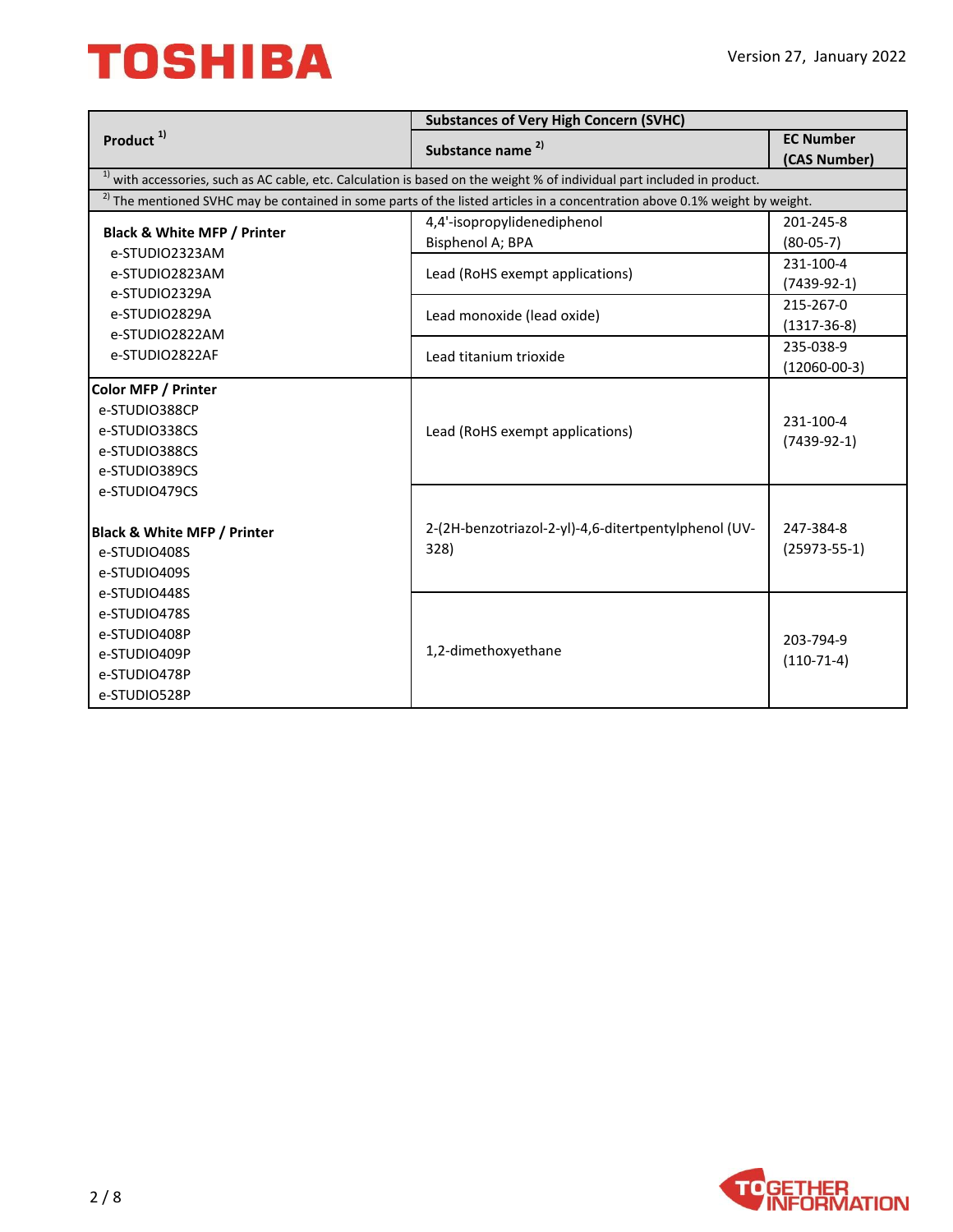| Product [1] | Substances of Very High Concern (SVHC) | |
|---|---|---|
| | Substance name [2] | EC Number (CAS Number) |
| [1] with accessories, such as AC cable, etc. Calculation is based on the weight % of individual part included in product. | | |
| [2] The mentioned SVHC may be contained in some parts of the listed articles in a concentration above 0.1% weight by weight. | | |
| **Black & White MFP / Printer**<br>e-STUDIO2323AM<br>e-STUDIO2823AM<br>e-STUDIO2329A<br>e-STUDIO2829A<br>e-STUDIO2822AM<br>e-STUDIO2822AF | 4,4'-isopropylidenediphenol<br>Bisphenol A; BPA | 201-245-8<br>(80-05-7) |
| | Lead (RoHS exempt applications) | 231-100-4<br>(7439-92-1) |
| | Lead monoxide (lead oxide) | 215-267-0<br>(1317-36-8) |
| | Lead titanium trioxide | 235-038-9<br>(12060-00-3) |
| **Color MFP / Printer**<br>e-STUDIO388CP<br>e-STUDIO338CS<br>e-STUDIO388CS<br>e-STUDIO389CS<br>e-STUDIO479CS<br><br>**Black & White MFP / Printer**<br>e-STUDIO408S<br>e-STUDIO409S<br>e-STUDIO448S<br>e-STUDIO478S<br>e-STUDIO408P<br>e-STUDIO409P<br>e-STUDIO478P<br>e-STUDIO528P | Lead (RoHS exempt applications) | 231-100-4<br>(7439-92-1) |
| | 2-(2H-benzotriazol-2-yl)-4,6-ditertpentylphenol (UV-328) | 247-384-8<br>(25973-55-1) |
| | 1,2-dimethoxyethane | 203-794-9<br>(110-71-4) |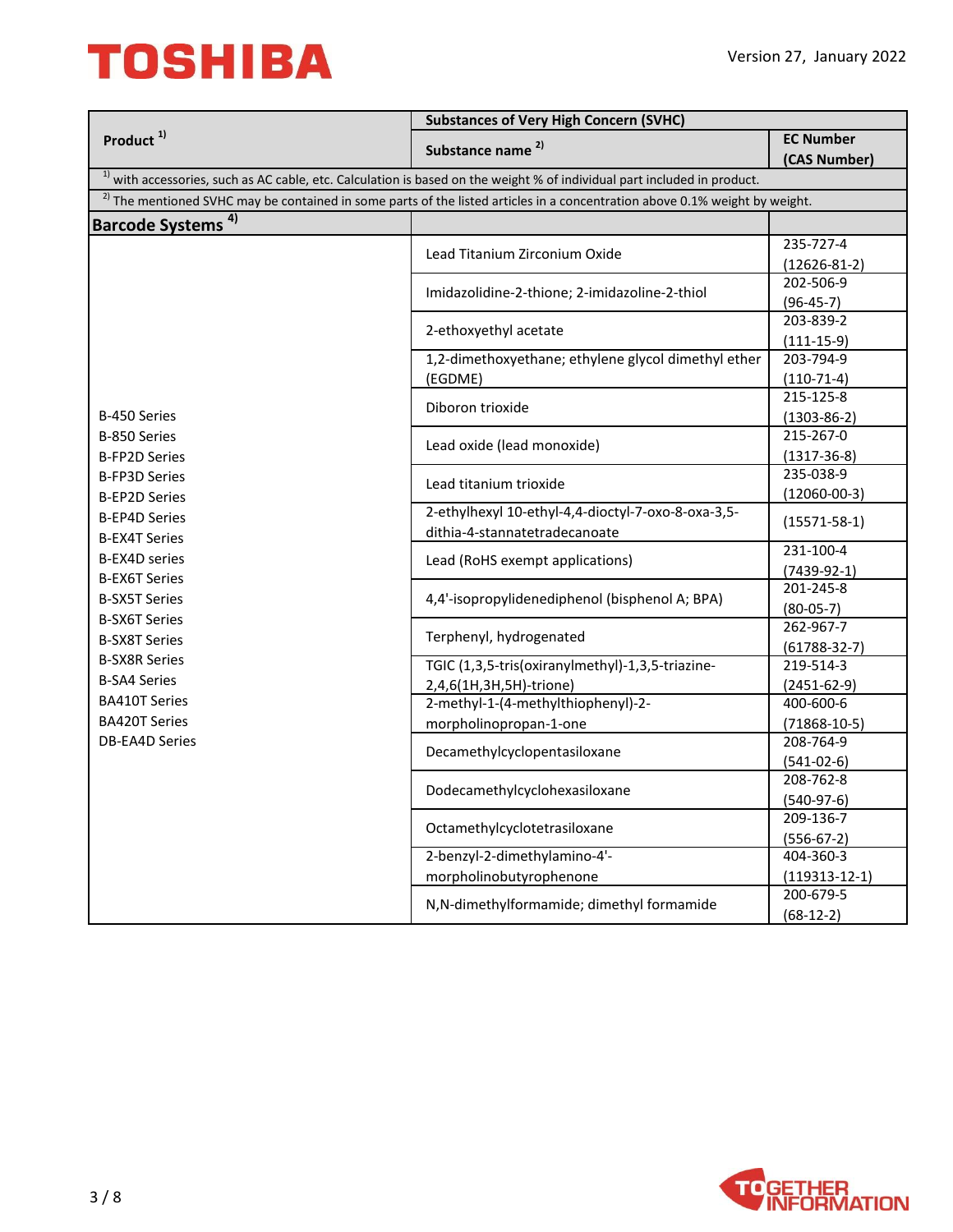| Product [1)] | Substances of Very High Concern (SVHC) | |
|---|---|---|
| | Substance name [2)] | EC Number (CAS Number) |
| [1)] with accessories, such as AC cable, etc. Calculation is based on the weight % of individual part included in product. | | |
| [2)] The mentioned SVHC may be contained in some parts of the listed articles in a concentration above 0.1% weight by weight. | | |
| **Barcode Systems [4)]** | | |
| B-450 Series<br>B-850 Series<br>B-FP2D Series<br>B-FP3D Series<br>B-EP2D Series<br>B-EP4D Series<br>B-EX4T Series<br>B-EX4D series<br>B-EX6T Series<br>B-SX5T Series<br>B-SX6T Series<br>B-SX8T Series<br>B-SX8R Series<br>B-SA4 Series<br>BA410T Series<br>BA420T Series<br>DB-EA4D Series | Lead Titanium Zirconium Oxide | 235-727-4 (12626-81-2) |
| | Imidazolidine-2-thione; 2-imidazoline-2-thiol | 202-506-9 (96-45-7) |
| | 2-ethoxyethyl acetate | 203-839-2 (111-15-9) |
| | 1,2-dimethoxyethane; ethylene glycol dimethyl ether (EGDME) | 203-794-9 (110-71-4) |
| | Diboron trioxide | 215-125-8 (1303-86-2) |
| | Lead oxide (lead monoxide) | 215-267-0 (1317-36-8) |
| | Lead titanium trioxide | 235-038-9 (12060-00-3) |
| | 2-ethylhexyl 10-ethyl-4,4-dioctyl-7-oxo-8-oxa-3,5-dithia-4-stannatetradecanoate | (15571-58-1) |
| | Lead (RoHS exempt applications) | 231-100-4 (7439-92-1) |
| | 4,4'-isopropylidenediphenol (bisphenol A; BPA) | 201-245-8 (80-05-7) |
| | Terphenyl, hydrogenated | 262-967-7 (61788-32-7) |
| | TGIC (1,3,5-tris(oxiranylmethyl)-1,3,5-triazine-2,4,6(1H,3H,5H)-trione) | 219-514-3 (2451-62-9) |
| | 2-methyl-1-(4-methylthiophenyl)-2-morpholinopropan-1-one | 400-600-6 (71868-10-5) |
| | Decamethylcyclopentasiloxane | 208-764-9 (541-02-6) |
| | Dodecamethylcyclohexasiloxane | 208-762-8 (540-97-6) |
| | Octamethylcyclotetrasiloxane | 209-136-7 (556-67-2) |
| | 2-benzyl-2-dimethylamino-4'-morpholinobutyrophenone | 404-360-3 (119313-12-1) |
| | N,N-dimethylformamide; dimethyl formamide | 200-679-5 (68-12-2) |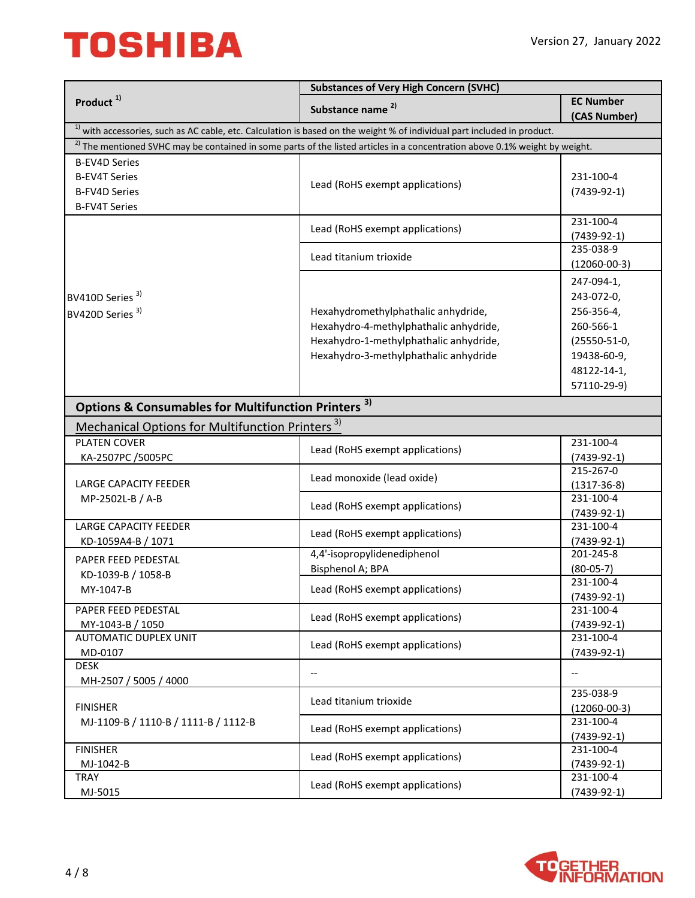| Product [1)] | Substances of Very High Concern (SVHC) | |
|---|---|---|
| | Substance name [2)] | EC Number (CAS Number) |
| [1)] with accessories, such as AC cable, etc. Calculation is based on the weight % of individual part included in product. | | |
| [2)] The mentioned SVHC may be contained in some parts of the listed articles in a concentration above 0.1% weight by weight. | | |
| B-EV4D Series<br>B-EV4T Series<br>B-FV4D Series<br>B-FV4T Series | Lead (RoHS exempt applications) | 231-100-4<br>(7439-92-1) |
| BV410D Series [3)]<br>BV420D Series [3)] | Lead (RoHS exempt applications) | 231-100-4<br>(7439-92-1) |
| | Lead titanium trioxide | 235-038-9<br>(12060-00-3) |
| | Hexahydromethylphathalic anhydride,<br>Hexahydro-4-methylphathalic anhydride,<br>Hexahydro-1-methylphathalic anhydride,<br>Hexahydro-3-methylphathalic anhydride | 247-094-1,<br>243-072-0,<br>256-356-4,<br>260-566-1<br>(25550-51-0,<br>19438-60-9,<br>48122-14-1,<br>57110-29-9) |
| **Options & Consumables for Multifunction Printers [3)]** | | |
| Mechanical Options for Multifunction Printers [3)] | | |
| PLATEN COVER<br>KA-2507PC /5005PC | Lead (RoHS exempt applications) | 231-100-4<br>(7439-92-1) |
| LARGE CAPACITY FEEDER<br>MP-2502L-B / A-B | Lead monoxide (lead oxide) | 215-267-0<br>(1317-36-8) |
| | Lead (RoHS exempt applications) | 231-100-4<br>(7439-92-1) |
| LARGE CAPACITY FEEDER<br>KD-1059A4-B / 1071 | Lead (RoHS exempt applications) | 231-100-4<br>(7439-92-1) |
| PAPER FEED PEDESTAL<br>KD-1039-B / 1058-B<br>MY-1047-B | 4,4'-isopropylidenediphenol<br>Bisphenol A; BPA | 201-245-8<br>(80-05-7) |
| | Lead (RoHS exempt applications) | 231-100-4<br>(7439-92-1) |
| PAPER FEED PEDESTAL<br>MY-1043-B / 1050 | Lead (RoHS exempt applications) | 231-100-4<br>(7439-92-1) |
| AUTOMATIC DUPLEX UNIT<br>MD-0107 | Lead (RoHS exempt applications) | 231-100-4<br>(7439-92-1) |
| DESK<br>MH-2507 / 5005 / 4000 | -- | -- |
| FINISHER<br>MJ-1109-B / 1110-B / 1111-B / 1112-B | Lead titanium trioxide | 235-038-9<br>(12060-00-3) |
| | Lead (RoHS exempt applications) | 231-100-4<br>(7439-92-1) |
| FINISHER<br>MJ-1042-B | Lead (RoHS exempt applications) | 231-100-4<br>(7439-92-1) |
| TRAY<br>MJ-5015 | Lead (RoHS exempt applications) | 231-100-4<br>(7439-92-1) |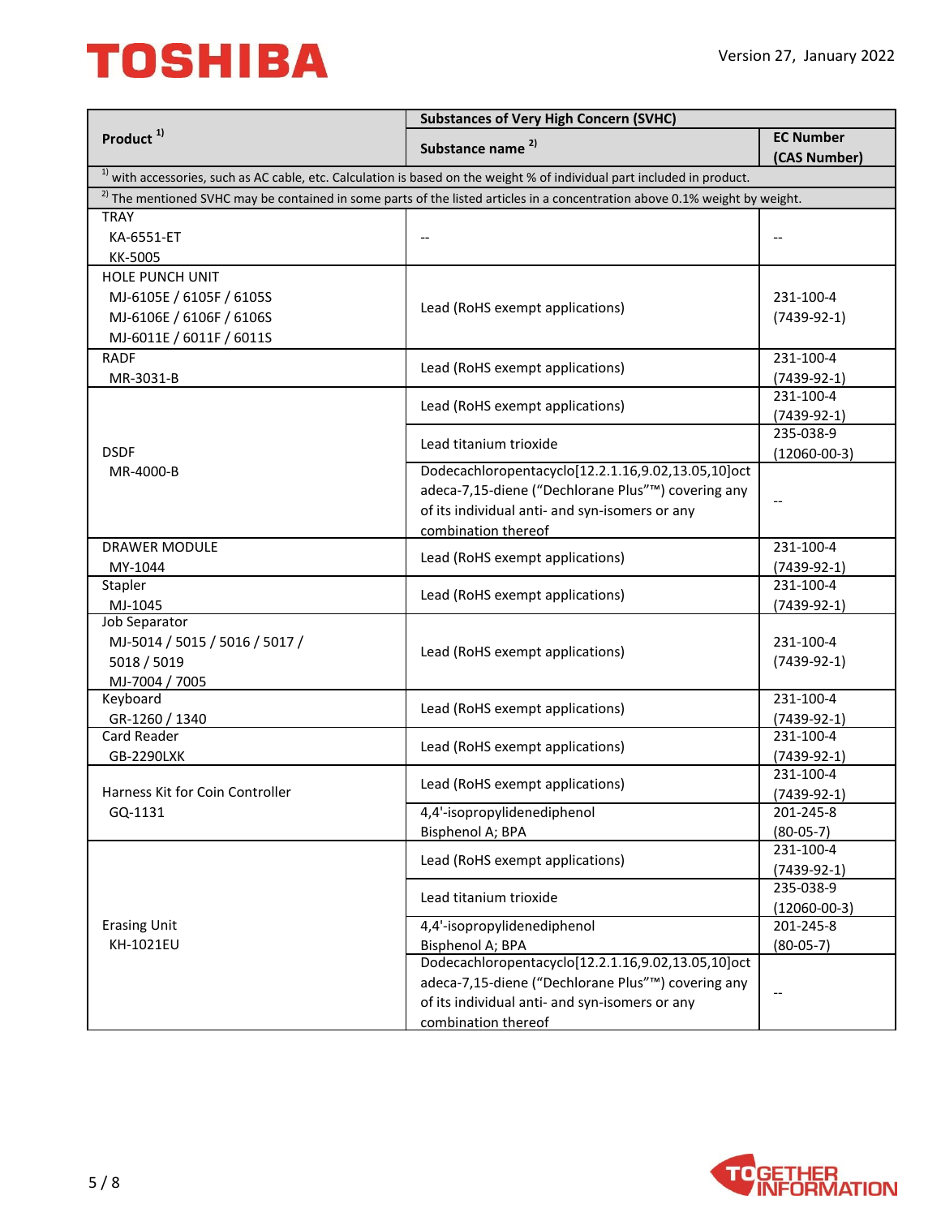| Product [1)] | Substances of Very High Concern (SVHC) | |
|---|---|---|
| | Substance name [2)] | EC Number (CAS Number) |
| [1)] with accessories, such as AC cable, etc. Calculation is based on the weight % of individual part included in product. | | |
| [2)] The mentioned SVHC may be contained in some parts of the listed articles in a concentration above 0.1% weight by weight. | | |
| TRAY KA-6551-ET KK-5005 | -- | -- |
| HOLE PUNCH UNIT MJ-6105E / 6105F / 6105S MJ-6106E / 6106F / 6106S MJ-6011E / 6011F / 6011S | Lead (RoHS exempt applications) | 231-100-4 (7439-92-1) |
| RADF MR-3031-B | Lead (RoHS exempt applications) | 231-100-4 (7439-92-1) |
| DSDF MR-4000-B | Lead (RoHS exempt applications) | 231-100-4 (7439-92-1) |
| | Lead titanium trioxide | 235-038-9 (12060-00-3) |
| | Dodecachloropentacyclo[12.2.1.16,9.02,13.05,10]octadeca-7,15-diene ("Dechlorane Plus"™) covering any of its individual anti- and syn-isomers or any combination thereof | -- |
| DRAWER MODULE MY-1044 | Lead (RoHS exempt applications) | 231-100-4 (7439-92-1) |
| Stapler MJ-1045 | Lead (RoHS exempt applications) | 231-100-4 (7439-92-1) |
| Job Separator MJ-5014 / 5015 / 5016 / 5017 / 5018 / 5019 MJ-7004 / 7005 | Lead (RoHS exempt applications) | 231-100-4 (7439-92-1) |
| Keyboard GR-1260 / 1340 | Lead (RoHS exempt applications) | 231-100-4 (7439-92-1) |
| Card Reader GB-2290LXK | Lead (RoHS exempt applications) | 231-100-4 (7439-92-1) |
| Harness Kit for Coin Controller GQ-1131 | Lead (RoHS exempt applications) | 231-100-4 (7439-92-1) |
| | 4,4'-isopropylidenediphenol Bisphenol A; BPA | 201-245-8 (80-05-7) |
| Erasing Unit KH-1021EU | Lead (RoHS exempt applications) | 231-100-4 (7439-92-1) |
| | Lead titanium trioxide | 235-038-9 (12060-00-3) |
| | 4,4'-isopropylidenediphenol Bisphenol A; BPA | 201-245-8 (80-05-7) |
| | Dodecachloropentacyclo[12.2.1.16,9.02,13.05,10]octadeca-7,15-diene ("Dechlorane Plus"™) covering any of its individual anti- and syn-isomers or any combination thereof | -- |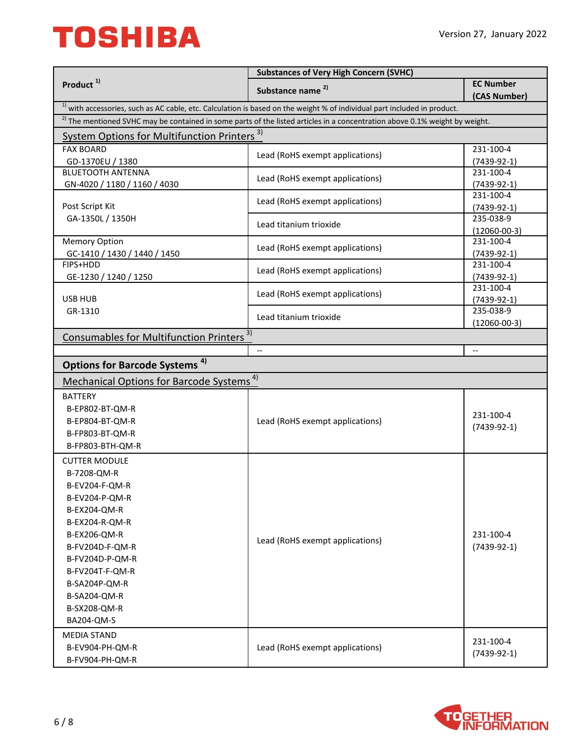| Product [1] | Substances of Very High Concern (SVHC) | |
|---|---|---|
| | Substance name [2] | EC Number (CAS Number) |
| [1] with accessories, such as AC cable, etc. Calculation is based on the weight % of individual part included in product. | | |
| [2] The mentioned SVHC may be contained in some parts of the listed articles in a concentration above 0.1% weight by weight. | | |
| System Options for Multifunction Printers [3] | | |
| FAX BOARD GD-1370EU / 1380 | Lead (RoHS exempt applications) | 231-100-4 (7439-92-1) |
| BLUETOOTH ANTENNA GN-4020 / 1180 / 1160 / 4030 | Lead (RoHS exempt applications) | 231-100-4 (7439-92-1) |
| Post Script Kit GA-1350L / 1350H | Lead (RoHS exempt applications) | 231-100-4 (7439-92-1) |
| | Lead titanium trioxide | 235-038-9 (12060-00-3) |
| Memory Option GC-1410 / 1430 / 1440 / 1450 | Lead (RoHS exempt applications) | 231-100-4 (7439-92-1) |
| FIPS+HDD GE-1230 / 1240 / 1250 | Lead (RoHS exempt applications) | 231-100-4 (7439-92-1) |
| USB HUB GR-1310 | Lead (RoHS exempt applications) | 231-100-4 (7439-92-1) |
| | Lead titanium trioxide | 235-038-9 (12060-00-3) |
| Consumables for Multifunction Printers [3] | | |
| | -- | -- |
| **Options for Barcode Systems [4]** | | |
| Mechanical Options for Barcode Systems [4] | | |
| BATTERY B-EP802-BT-QM-R B-EP804-BT-QM-R B-FP803-BT-QM-R B-FP803-BTH-QM-R | Lead (RoHS exempt applications) | 231-100-4 (7439-92-1) |
| CUTTER MODULE B-7208-QM-R B-EV204-F-QM-R B-EV204-P-QM-R B-EX204-QM-R B-EX204-R-QM-R B-EX206-QM-R B-FV204D-F-QM-R B-FV204D-P-QM-R B-FV204T-F-QM-R B-SA204P-QM-R B-SA204-QM-R B-SX208-QM-R BA204-QM-S | Lead (RoHS exempt applications) | 231-100-4 (7439-92-1) |
| MEDIA STAND B-EV904-PH-QM-R B-FV904-PH-QM-R | Lead (RoHS exempt applications) | 231-100-4 (7439-92-1) |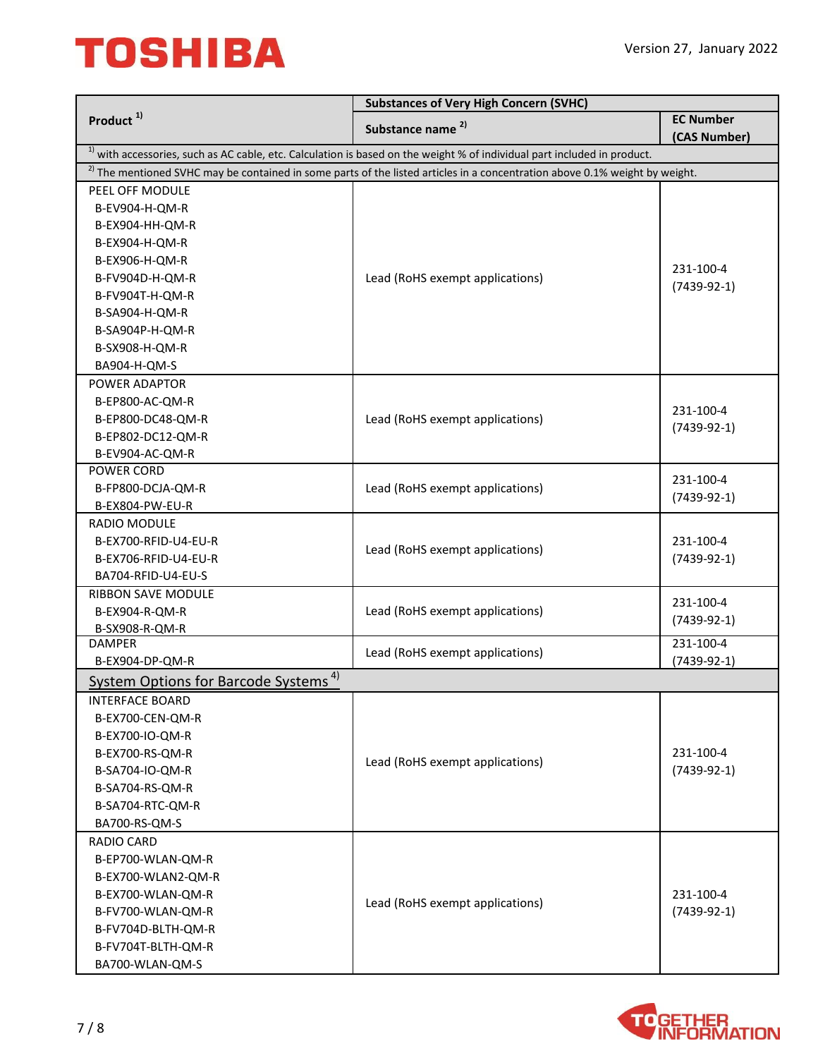| Product [1)] | Substances of Very High Concern (SVHC) | |
|---|---|---|
| | Substance name [2)] | EC Number (CAS Number) |
| [1)] with accessories, such as AC cable, etc. Calculation is based on the weight % of individual part included in product. | | |
| [2)] The mentioned SVHC may be contained in some parts of the listed articles in a concentration above 0.1% weight by weight. | | |
| PEEL OFF MODULE<br>B-EV904-H-QM-R<br>B-EX904-HH-QM-R<br>B-EX904-H-QM-R<br>B-EX906-H-QM-R<br>B-FV904D-H-QM-R<br>B-FV904T-H-QM-R<br>B-SA904-H-QM-R<br>B-SA904P-H-QM-R<br>B-SX908-H-QM-R<br>BA904-H-QM-S | Lead (RoHS exempt applications) | 231-100-4<br>(7439-92-1) |
| POWER ADAPTOR<br>B-EP800-AC-QM-R<br>B-EP800-DC48-QM-R<br>B-EP802-DC12-QM-R<br>B-EV904-AC-QM-R | Lead (RoHS exempt applications) | 231-100-4<br>(7439-92-1) |
| POWER CORD<br>B-FP800-DCJA-QM-R<br>B-EX804-PW-EU-R | Lead (RoHS exempt applications) | 231-100-4<br>(7439-92-1) |
| RADIO MODULE<br>B-EX700-RFID-U4-EU-R<br>B-EX706-RFID-U4-EU-R<br>BA704-RFID-U4-EU-S | Lead (RoHS exempt applications) | 231-100-4<br>(7439-92-1) |
| RIBBON SAVE MODULE<br>B-EX904-R-QM-R<br>B-SX908-R-QM-R | Lead (RoHS exempt applications) | 231-100-4<br>(7439-92-1) |
| DAMPER<br>B-EX904-DP-QM-R | Lead (RoHS exempt applications) | 231-100-4<br>(7439-92-1) |
| System Options for Barcode Systems [4)] | | |
| INTERFACE BOARD<br>B-EX700-CEN-QM-R<br>B-EX700-IO-QM-R<br>B-EX700-RS-QM-R<br>B-SA704-IO-QM-R<br>B-SA704-RS-QM-R<br>B-SA704-RTC-QM-R<br>BA700-RS-QM-S | Lead (RoHS exempt applications) | 231-100-4<br>(7439-92-1) |
| RADIO CARD<br>B-EP700-WLAN-QM-R<br>B-EX700-WLAN2-QM-R<br>B-EX700-WLAN-QM-R<br>B-FV700-WLAN-QM-R<br>B-FV704D-BLTH-QM-R<br>B-FV704T-BLTH-QM-R<br>BA700-WLAN-QM-S | Lead (RoHS exempt applications) | 231-100-4<br>(7439-92-1) |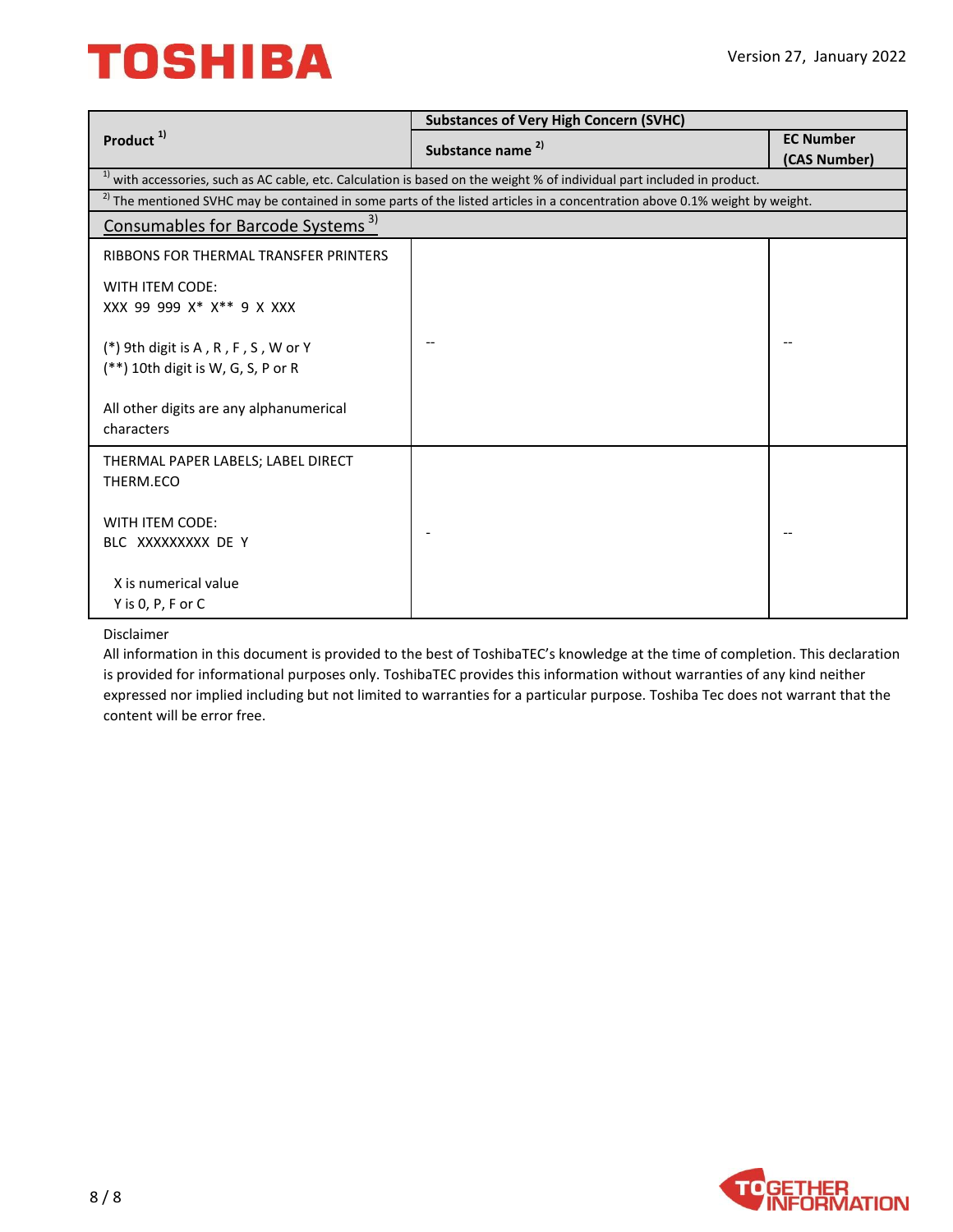| Product [1)] | Substances of Very High Concern (SVHC) | |
|---|---|---|
| | Substance name [2)] | EC Number (CAS Number) |
| [1)] with accessories, such as AC cable, etc. Calculation is based on the weight % of individual part included in product. | | |
| [2)] The mentioned SVHC may be contained in some parts of the listed articles in a concentration above 0.1% weight by weight. | | |
| Consumables for Barcode Systems [3)] | | |
| RIBBONS FOR THERMAL TRANSFER PRINTERS<br><br>WITH ITEM CODE:<br>XXX 99 999 X* X** 9 X XXX<br><br>(*) 9th digit is A , R , F , S , W or Y<br>(**) 10th digit is W, G, S, P or R<br><br>All other digits are any alphanumerical characters | -- | -- |
| THERMAL PAPER LABELS; LABEL DIRECT THERM.ECO<br><br>WITH ITEM CODE:<br>BLC XXXXXXXXX DE Y<br><br>X is numerical value<br>Y is 0, P, F or C | - | -- |

Disclaimer

All information in this document is provided to the best of ToshibaTEC's knowledge at the time of completion. This declaration is provided for informational purposes only. ToshibaTEC provides this information without warranties of any kind neither expressed nor implied including but not limited to warranties for a particular purpose. Toshiba Tec does not warrant that the content will be error free.